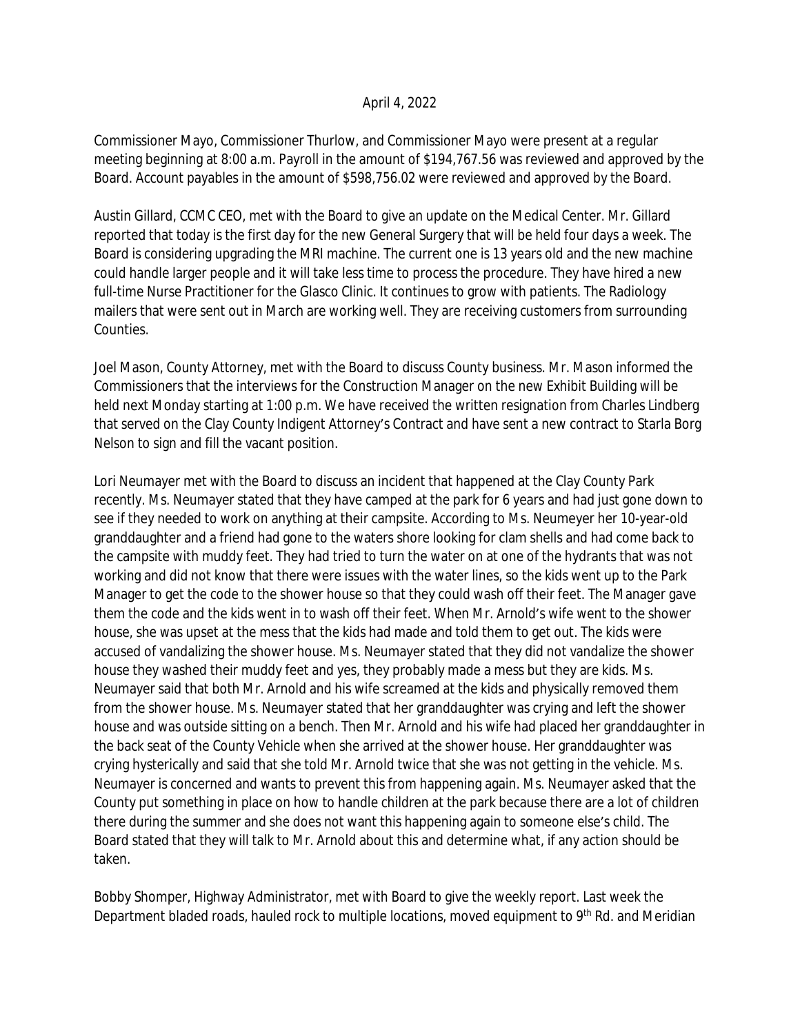April 4, 2022

Commissioner Mayo, Commissioner Thurlow, and Commissioner Mayo were present at a regular meeting beginning at 8:00 a.m. Payroll in the amount of $194,767.56 was reviewed and approved by the Board. Account payables in the amount of $598,756.02 were reviewed and approved by the Board.

Austin Gillard, CCMC CEO, met with the Board to give an update on the Medical Center. Mr. Gillard reported that today is the first day for the new General Surgery that will be held four days a week. The Board is considering upgrading the MRI machine. The current one is 13 years old and the new machine could handle larger people and it will take less time to process the procedure. They have hired a new full-time Nurse Practitioner for the Glasco Clinic. It continues to grow with patients. The Radiology mailers that were sent out in March are working well. They are receiving customers from surrounding Counties.

Joel Mason, County Attorney, met with the Board to discuss County business. Mr. Mason informed the Commissioners that the interviews for the Construction Manager on the new Exhibit Building will be held next Monday starting at 1:00 p.m. We have received the written resignation from Charles Lindberg that served on the Clay County Indigent Attorney's Contract and have sent a new contract to Starla Borg Nelson to sign and fill the vacant position.

Lori Neumayer met with the Board to discuss an incident that happened at the Clay County Park recently. Ms. Neumayer stated that they have camped at the park for 6 years and had just gone down to see if they needed to work on anything at their campsite. According to Ms. Neumeyer her 10-year-old granddaughter and a friend had gone to the waters shore looking for clam shells and had come back to the campsite with muddy feet. They had tried to turn the water on at one of the hydrants that was not working and did not know that there were issues with the water lines, so the kids went up to the Park Manager to get the code to the shower house so that they could wash off their feet. The Manager gave them the code and the kids went in to wash off their feet. When Mr. Arnold's wife went to the shower house, she was upset at the mess that the kids had made and told them to get out. The kids were accused of vandalizing the shower house. Ms. Neumayer stated that they did not vandalize the shower house they washed their muddy feet and yes, they probably made a mess but they are kids. Ms. Neumayer said that both Mr. Arnold and his wife screamed at the kids and physically removed them from the shower house. Ms. Neumayer stated that her granddaughter was crying and left the shower house and was outside sitting on a bench. Then Mr. Arnold and his wife had placed her granddaughter in the back seat of the County Vehicle when she arrived at the shower house. Her granddaughter was crying hysterically and said that she told Mr. Arnold twice that she was not getting in the vehicle. Ms. Neumayer is concerned and wants to prevent this from happening again. Ms. Neumayer asked that the County put something in place on how to handle children at the park because there are a lot of children there during the summer and she does not want this happening again to someone else's child. The Board stated that they will talk to Mr. Arnold about this and determine what, if any action should be taken.

Bobby Shomper, Highway Administrator, met with Board to give the weekly report. Last week the Department bladed roads, hauled rock to multiple locations, moved equipment to 9th Rd. and Meridian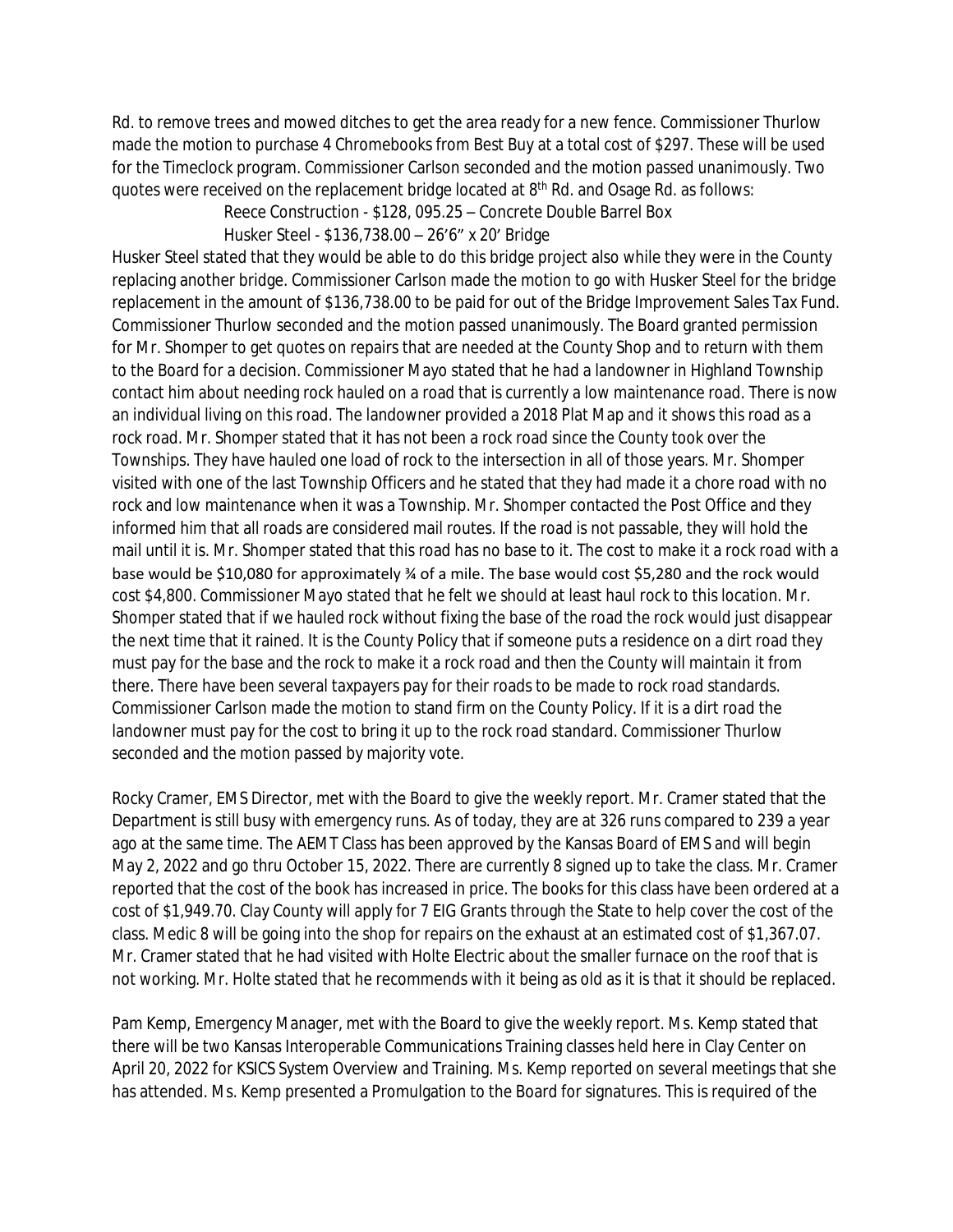Rd. to remove trees and mowed ditches to get the area ready for a new fence. Commissioner Thurlow made the motion to purchase 4 Chromebooks from Best Buy at a total cost of $297. These will be used for the Timeclock program. Commissioner Carlson seconded and the motion passed unanimously. Two quotes were received on the replacement bridge located at 8th Rd. and Osage Rd. as follows:

Reece Construction - $128, 095.25 – Concrete Double Barrel Box

Husker Steel - $136,738.00 – 26'6" x 20' Bridge

Husker Steel stated that they would be able to do this bridge project also while they were in the County replacing another bridge. Commissioner Carlson made the motion to go with Husker Steel for the bridge replacement in the amount of $136,738.00 to be paid for out of the Bridge Improvement Sales Tax Fund. Commissioner Thurlow seconded and the motion passed unanimously. The Board granted permission for Mr. Shomper to get quotes on repairs that are needed at the County Shop and to return with them to the Board for a decision. Commissioner Mayo stated that he had a landowner in Highland Township contact him about needing rock hauled on a road that is currently a low maintenance road. There is now an individual living on this road. The landowner provided a 2018 Plat Map and it shows this road as a rock road. Mr. Shomper stated that it has not been a rock road since the County took over the Townships. They have hauled one load of rock to the intersection in all of those years. Mr. Shomper visited with one of the last Township Officers and he stated that they had made it a chore road with no rock and low maintenance when it was a Township. Mr. Shomper contacted the Post Office and they informed him that all roads are considered mail routes. If the road is not passable, they will hold the mail until it is. Mr. Shomper stated that this road has no base to it. The cost to make it a rock road with a base would be $10,080 for approximately ¾ of a mile. The base would cost $5,280 and the rock would cost $4,800. Commissioner Mayo stated that he felt we should at least haul rock to this location. Mr. Shomper stated that if we hauled rock without fixing the base of the road the rock would just disappear the next time that it rained. It is the County Policy that if someone puts a residence on a dirt road they must pay for the base and the rock to make it a rock road and then the County will maintain it from there. There have been several taxpayers pay for their roads to be made to rock road standards. Commissioner Carlson made the motion to stand firm on the County Policy. If it is a dirt road the landowner must pay for the cost to bring it up to the rock road standard. Commissioner Thurlow seconded and the motion passed by majority vote.

Rocky Cramer, EMS Director, met with the Board to give the weekly report. Mr. Cramer stated that the Department is still busy with emergency runs. As of today, they are at 326 runs compared to 239 a year ago at the same time. The AEMT Class has been approved by the Kansas Board of EMS and will begin May 2, 2022 and go thru October 15, 2022. There are currently 8 signed up to take the class. Mr. Cramer reported that the cost of the book has increased in price. The books for this class have been ordered at a cost of $1,949.70. Clay County will apply for 7 EIG Grants through the State to help cover the cost of the class. Medic 8 will be going into the shop for repairs on the exhaust at an estimated cost of $1,367.07. Mr. Cramer stated that he had visited with Holte Electric about the smaller furnace on the roof that is not working. Mr. Holte stated that he recommends with it being as old as it is that it should be replaced.

Pam Kemp, Emergency Manager, met with the Board to give the weekly report. Ms. Kemp stated that there will be two Kansas Interoperable Communications Training classes held here in Clay Center on April 20, 2022 for KSICS System Overview and Training. Ms. Kemp reported on several meetings that she has attended. Ms. Kemp presented a Promulgation to the Board for signatures. This is required of the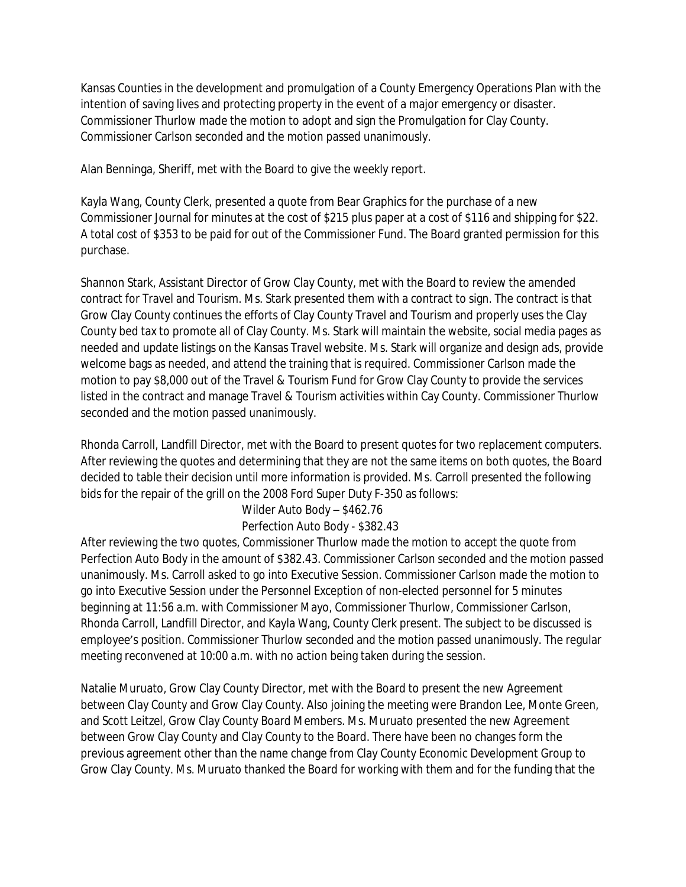Kansas Counties in the development and promulgation of a County Emergency Operations Plan with the intention of saving lives and protecting property in the event of a major emergency or disaster. Commissioner Thurlow made the motion to adopt and sign the Promulgation for Clay County. Commissioner Carlson seconded and the motion passed unanimously.

Alan Benninga, Sheriff, met with the Board to give the weekly report.

Kayla Wang, County Clerk, presented a quote from Bear Graphics for the purchase of a new Commissioner Journal for minutes at the cost of $215 plus paper at a cost of $116 and shipping for $22. A total cost of $353 to be paid for out of the Commissioner Fund. The Board granted permission for this purchase.

Shannon Stark, Assistant Director of Grow Clay County, met with the Board to review the amended contract for Travel and Tourism. Ms. Stark presented them with a contract to sign. The contract is that Grow Clay County continues the efforts of Clay County Travel and Tourism and properly uses the Clay County bed tax to promote all of Clay County. Ms. Stark will maintain the website, social media pages as needed and update listings on the Kansas Travel website. Ms. Stark will organize and design ads, provide welcome bags as needed, and attend the training that is required. Commissioner Carlson made the motion to pay $8,000 out of the Travel & Tourism Fund for Grow Clay County to provide the services listed in the contract and manage Travel & Tourism activities within Cay County. Commissioner Thurlow seconded and the motion passed unanimously.

Rhonda Carroll, Landfill Director, met with the Board to present quotes for two replacement computers. After reviewing the quotes and determining that they are not the same items on both quotes, the Board decided to table their decision until more information is provided. Ms. Carroll presented the following bids for the repair of the grill on the 2008 Ford Super Duty F-350 as follows:

Wilder Auto Body – $462.76
Perfection Auto Body - $382.43

After reviewing the two quotes, Commissioner Thurlow made the motion to accept the quote from Perfection Auto Body in the amount of $382.43. Commissioner Carlson seconded and the motion passed unanimously. Ms. Carroll asked to go into Executive Session. Commissioner Carlson made the motion to go into Executive Session under the Personnel Exception of non-elected personnel for 5 minutes beginning at 11:56 a.m. with Commissioner Mayo, Commissioner Thurlow, Commissioner Carlson, Rhonda Carroll, Landfill Director, and Kayla Wang, County Clerk present. The subject to be discussed is employee's position. Commissioner Thurlow seconded and the motion passed unanimously. The regular meeting reconvened at 10:00 a.m. with no action being taken during the session.

Natalie Muruato, Grow Clay County Director, met with the Board to present the new Agreement between Clay County and Grow Clay County. Also joining the meeting were Brandon Lee, Monte Green, and Scott Leitzel, Grow Clay County Board Members. Ms. Muruato presented the new Agreement between Grow Clay County and Clay County to the Board. There have been no changes form the previous agreement other than the name change from Clay County Economic Development Group to Grow Clay County. Ms. Muruato thanked the Board for working with them and for the funding that the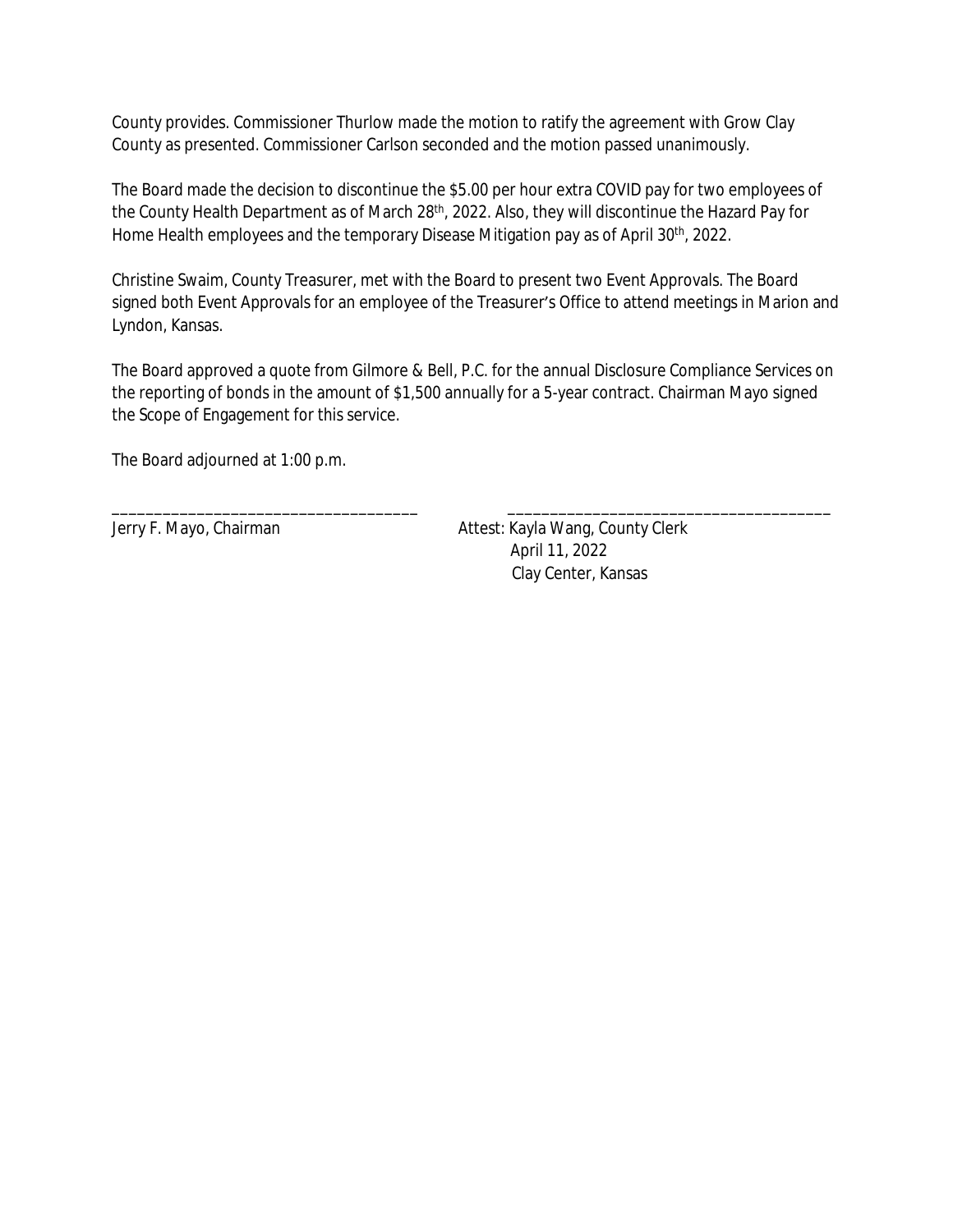County provides. Commissioner Thurlow made the motion to ratify the agreement with Grow Clay County as presented. Commissioner Carlson seconded and the motion passed unanimously.

The Board made the decision to discontinue the $5.00 per hour extra COVID pay for two employees of the County Health Department as of March 28th, 2022. Also, they will discontinue the Hazard Pay for Home Health employees and the temporary Disease Mitigation pay as of April 30th, 2022.

Christine Swaim, County Treasurer, met with the Board to present two Event Approvals. The Board signed both Event Approvals for an employee of the Treasurer's Office to attend meetings in Marion and Lyndon, Kansas.

The Board approved a quote from Gilmore & Bell, P.C. for the annual Disclosure Compliance Services on the reporting of bonds in the amount of $1,500 annually for a 5-year contract. Chairman Mayo signed the Scope of Engagement for this service.

The Board adjourned at 1:00 p.m.

_____________________________________ _______________________________________

Jerry F. Mayo, Chairman

Attest: Kayla Wang, County Clerk
April 11, 2022
Clay Center, Kansas